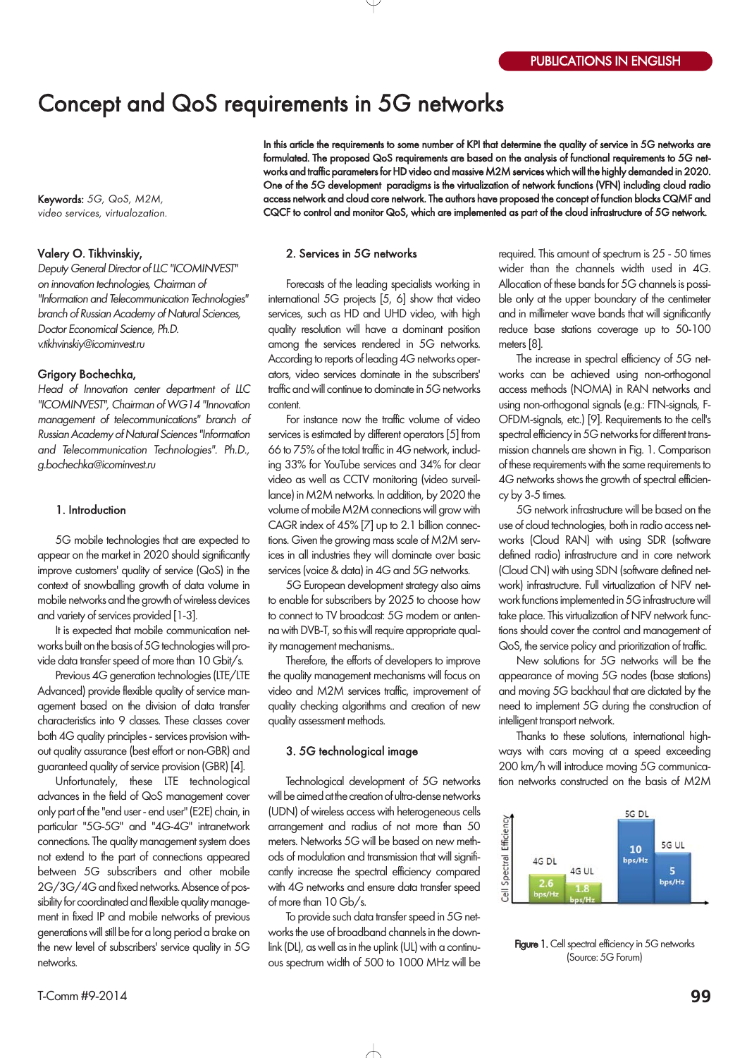# Concept and QoS requirements in 5G networks

**In this article the requirements to some number of KPI that determine the quality of service in 5G networks are formulated. The proposed QoS requirements are based on the analysis of functional requirements to 5G networks and traffic parameters for HD video and massive M2M services which will the highly demanded in 2020. One of the 5G development paradigms is the virtualization of network functions (VFN) including cloud radio access network and cloud core network. The authors have proposed the concept of function blocks CQMF and CQCF to control and monitor QoS, which are implemented as part of the cloud infrastructure of 5G network.**

**Keywords:** *5G, QoS, M2M, video services, virtualozation.*

**Valery O. Tikhvinskiy,**
*Deputy General Director of LLC "ICOMINVEST" on innovation technologies, Chairman of "Information and Telecommunication Technologies" branch of Russian Academy of Natural Sciences, Doctor Economical Science, Ph.D.*
*v.tikhvinskiy@icominvest.ru*

**Grigory Bochechka,**
*Head of Innovation center department of LLC "ICOMINVEST", Chairman of WG14 "Innovation management of telecommunications" branch of Russian Academy of Natural Sciences "Information and Telecommunication Technologies". Ph.D., g.bochechka@icominvest.ru*

## 1. Introduction

5G mobile technologies that are expected to appear on the market in 2020 should significantly improve customers' quality of service (QoS) in the context of snowballing growth of data volume in mobile networks and the growth of wireless devices and variety of services provided [1-3].

It is expected that mobile communication networks built on the basis of 5G technologies will provide data transfer speed of more than 10 Gbit/s.

Previous 4G generation technologies (LTE/LTE Advanced) provide flexible quality of service management based on the division of data transfer characteristics into 9 classes. These classes cover both 4G quality principles - services provision without quality assurance (best effort or non-GBR) and guaranteed quality of service provision (GBR) [4].

Unfortunately, these LTE technological advances in the field of QoS management cover only part of the "end user - end user" (E2E) chain, in particular "5G-5G" and "4G-4G" intranetwork connections. The quality management system does not extend to the part of connections appeared between 5G subscribers and other mobile 2G/3G/4G and fixed networks. Absence of possibility for coordinated and flexible quality management in fixed IP and mobile networks of previous generations will still be for a long period a brake on the new level of subscribers' service quality in 5G networks.

## 2. Services in 5G networks

Forecasts of the leading specialists working in international 5G projects [5, 6] show that video services, such as HD and UHD video, with high quality resolution will have a dominant position among the services rendered in 5G networks. According to reports of leading 4G networks operators, video services dominate in the subscribers' traffic and will continue to dominate in 5G networks content.

For instance now the traffic volume of video services is estimated by different operators [5] from 66 to 75% of the total traffic in 4G network, including 33% for YouTube services and 34% for clear video as well as CCTV monitoring (video surveillance) in M2M networks. In addition, by 2020 the volume of mobile M2M connections will grow with CAGR index of 45% [7] up to 2.1 billion connections. Given the growing mass scale of M2M services in all industries they will dominate over basic services (voice & data) in 4G and 5G networks.

5G European development strategy also aims to enable for subscribers by 2025 to choose how to connect to TV broadcast: 5G modem or antenna with DVB-T, so this will require appropriate quality management mechanisms..

Therefore, the efforts of developers to improve the quality management mechanisms will focus on video and M2M services traffic, improvement of quality checking algorithms and creation of new quality assessment methods.

## 3. 5G technological image

Technological development of 5G networks will be aimed at the creation of ultra-dense networks (UDN) of wireless access with heterogeneous cells arrangement and radius of not more than 50 meters. Networks 5G will be based on new methods of modulation and transmission that will significantly increase the spectral efficiency compared with 4G networks and ensure data transfer speed of more than 10 Gb/s.

To provide such data transfer speed in 5G networks the use of broadband channels in the downlink (DL), as well as in the uplink (UL) with a continuous spectrum width of 500 to 1000 MHz will be required. This amount of spectrum is 25 - 50 times wider than the channels width used in 4G. Allocation of these bands for 5G channels is possible only at the upper boundary of the centimeter and in millimeter wave bands that will significantly reduce base stations coverage up to 50-100 meters [8].

The increase in spectral efficiency of 5G networks can be achieved using non-orthogonal access methods (NOMA) in RAN networks and using non-orthogonal signals (e.g.: FTN-signals, F-OFDM-signals, etc.) [9]. Requirements to the cell's spectral efficiency in 5G networks for different transmission channels are shown in Fig. 1. Comparison of these requirements with the same requirements to 4G networks shows the growth of spectral efficiency by 3-5 times.

5G network infrastructure will be based on the use of cloud technologies, both in radio access networks (Cloud RAN) with using SDR (software defined radio) infrastructure and in core network (Cloud CN) with using SDN (software defined network) infrastructure. Full virtualization of NFV network functions implemented in 5G infrastructure will take place. This virtualization of NFV network functions should cover the control and management of QoS, the service policy and prioritization of traffic.

New solutions for 5G networks will be the appearance of moving 5G nodes (base stations) and moving 5G backhaul that are dictated by the need to implement 5G during the construction of intelligent transport network.

Thanks to these solutions, international highways with cars moving at a speed exceeding 200 km/h will introduce moving 5G communication networks constructed on the basis of M2M

**Figure 1.** Cell spectral efficiency in 5G networks (Source: 5G Forum)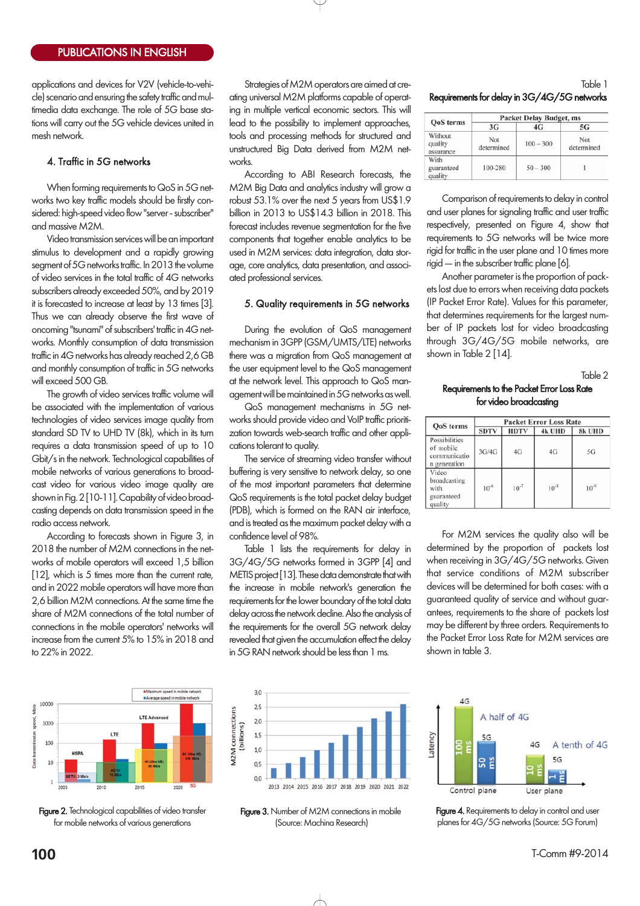applications and devices for V2V (vehicle-to-vehicle) scenario and ensuring the safety traffic and multimedia data exchange. The role of 5G base stations will carry out the 5G vehicle devices united in mesh network.

## 4. Traffic in 5G networks

When forming requirements to QoS in 5G networks two key traffic models should be firstly considered: high-speed video flow "server - subscriber" and massive M2M.

Video transmission services will be an important stimulus to development and a rapidly growing segment of 5G networks traffic. In 2013 the volume of video services in the total traffic of 4G networks subscribers already exceeded 50%, and by 2019 it is forecasted to increase at least by 13 times [3]. Thus we can already observe the first wave of oncoming "tsunami" of subscribers' traffic in 4G networks. Monthly consumption of data transmission traffic in 4G networks has already reached 2,6 GB and monthly consumption of traffic in 5G networks will exceed 500 GB.

The growth of video services traffic volume will be associated with the implementation of various technologies of video services image quality from standard SD TV to UHD TV (8k), which in its turn requires a data transmission speed of up to 10 Gbit/s in the network. Technological capabilities of mobile networks of various generations to broadcast video for various video image quality are shown in Fig. 2 [10-11]. Capability of video broadcasting depends on data transmission speed in the radio access network.

According to forecasts shown in Figure 3, in 2018 the number of M2M connections in the networks of mobile operators will exceed 1,5 billion [12], which is 5 times more than the current rate, and in 2022 mobile operators will have more than 2,6 billion M2M connections. At the same time the share of M2M connections of the total number of connections in the mobile operators' networks will increase from the current 5% to 15% in 2018 and to 22% in 2022.

Strategies of M2M operators are aimed at creating universal M2M platforms capable of operating in multiple vertical economic sectors. This will lead to the possibility to implement approaches, tools and processing methods for structured and unstructured Big Data derived from M2M networks.

According to ABI Research forecasts, the M2M Big Data and analytics industry will grow a robust 53.1% over the next 5 years from US$1.9 billion in 2013 to US$14.3 billion in 2018. This forecast includes revenue segmentation for the five components that together enable analytics to be used in M2M services: data integration, data storage, core analytics, data presentation, and associated professional services.

## 5. Quality requirements in 5G networks

During the evolution of QoS management mechanism in 3GPP (GSM/UMTS/LTE) networks there was a migration from QoS management at the user equipment level to the QoS management at the network level. This approach to QoS management will be maintained in 5G networks as well.

QoS management mechanisms in 5G networks should provide video and VoIP traffic prioritization towards web-search traffic and other applications tolerant to quality.

The service of streaming video transfer without buffering is very sensitive to network delay, so one of the most important parameters that determine QoS requirements is the total packet delay budget (PDB), which is formed on the RAN air interface, and is treated as the maximum packet delay with a confidence level of 98%.

Table 1 lists the requirements for delay in 3G/4G/5G networks formed in 3GPP [4] and METIS project [13]. These data demonstrate that with the increase in mobile network's generation the requirements for the lower boundary of the total data delay across the network decline. Also the analysis of the requirements for the overall 5G network delay revealed that given the accumulation effect the delay in 5G RAN network should be less than 1 ms.

Table 1

**Requirements for delay in 3G/4G/5G networks**

| QoS terms | Packet Delay Budget, ms | | |
|---|---|---|---|
| | 3G | 4G | 5G |
| Without quality assurance | Not determined | 100 – 300 | Not determined |
| With guaranteed quality | 100-280 | 50 – 300 | 1 |

Comparison of requirements to delay in control and user planes for signaling traffic and user traffic respectively, presented on Figure 4, show that requirements to 5G networks will be twice more rigid for traffic in the user plane and 10 times more rigid — in the subscriber traffic plane [6].

Another parameter is the proportion of packets lost due to errors when receiving data packets (IP Packet Error Rate). Values for this parameter, that determines requirements for the largest number of IP packets lost for video broadcasting through 3G/4G/5G mobile networks, are shown in Table 2 [14].

Table 2

**Requirements to the Packet Error Loss Rate for video broadcasting**

| QoS terms | Packet Error Loss Rate | | | |
|---|---|---|---|---|
| | SDTV | HDTV | 4k UHD | 8k UHD |
| Possibilities of mobile communication generation | 3G/4G | 4G | 4G | 5G |
| Video broadcasting with guaranteed quality | $10^{-6}$ | $10^{-7}$ | $10^{-8}$ | $10^{-9}$ |

For M2M services the quality also will be determined by the proportion of packets lost when receiving in 3G/4G/5G networks. Given that service conditions of M2M subscriber devices will be determined for both cases: with a guaranteed quality of service and without guarantees, requirements to the share of packets lost may be different by three orders. Requirements to the Packet Error Loss Rate for M2M services are shown in table 3.

**Figure 2.** Technological capabilities of video transfer for mobile networks of various generations

**Figure 3.** Number of M2M connections in mobile (Source: Machina Research)

**Figure 4.** Requirements to delay in control and user planes for 4G/5G networks (Source: 5G Forum)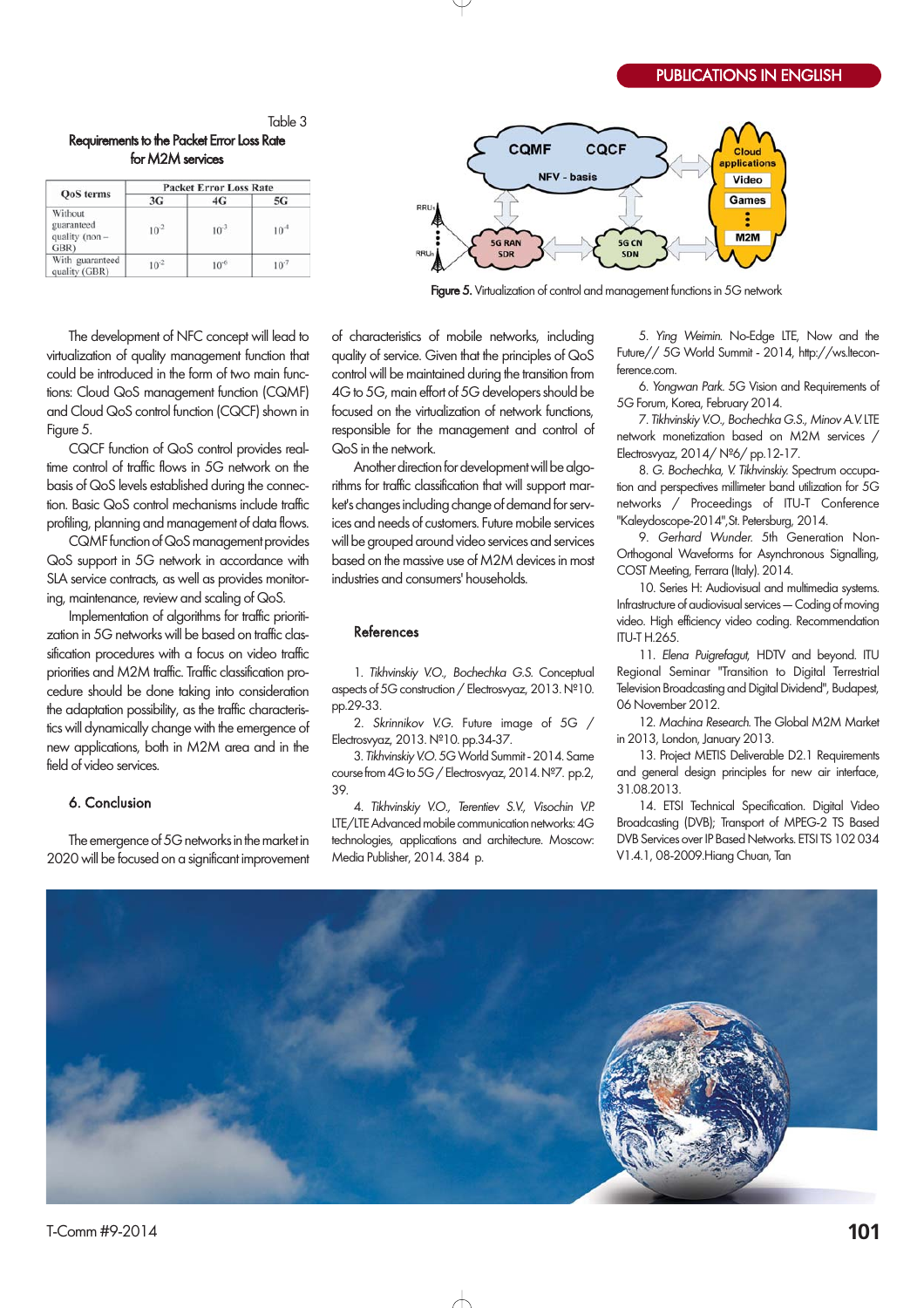Table 3

**Requirements to the Packet Error Loss Rate for M2M services**

| QoS terms | Packet Error Loss Rate | | |
|---|---|---|---|
| | 3G | 4G | 5G |
| Without guaranteed quality (non – GBR) | $10^{-2}$ | $10^{-3}$ | $10^{-4}$ |
| With guaranteed quality (GBR) | $10^{-2}$ | $10^{-6}$ | $10^{-7}$ |

CQMF
CQCF
NFV - basis
Cloud applications
Video
Games
M2M
RRU
RRU
5G RAN SDR
5G CN SDN

**Figure 5.** Virtualization of control and management functions in 5G network

The development of NFC concept will lead to virtualization of quality management function that could be introduced in the form of two main functions: Cloud QoS management function (CQMF) and Cloud QoS control function (CQCF) shown in Figure 5.

CQCF function of QoS control provides real-time control of traffic flows in 5G network on the basis of QoS levels established during the connection. Basic QoS control mechanisms include traffic profiling, planning and management of data flows.

CQMF function of QoS management provides QoS support in 5G network in accordance with SLA service contracts, as well as provides monitoring, maintenance, review and scaling of QoS.

Implementation of algorithms for traffic prioritization in 5G networks will be based on traffic classification procedures with a focus on video traffic priorities and M2M traffic. Traffic classification procedure should be done taking into consideration the adaptation possibility, as the traffic characteristics will dynamically change with the emergence of new applications, both in M2M area and in the field of video services.

## 6. Conclusion

The emergence of 5G networks in the market in 2020 will be focused on a significant improvement of characteristics of mobile networks, including quality of service. Given that the principles of QoS control will be maintained during the transition from 4G to 5G, main effort of 5G developers should be focused on the virtualization of network functions, responsible for the management and control of QoS in the network.

Another direction for development will be algorithms for traffic classification that will support market's changes including change of demand for services and needs of customers. Future mobile services will be grouped around video services and services based on the massive use of M2M devices in most industries and consumers' households.

## References

1. *Tikhvinskiy V.O., Bochechka G.S.* Conceptual aspects of 5G construction / Electrosvyaz, 2013. №10. pp.29-33.

2. *Skrinnikov V.G.* Future image of 5G / Electrosvyaz, 2013. №10. pp.34-37.

3. *Tikhvinskiy V.O.* 5G World Summit - 2014. Same course from 4G to 5G / Electrosvyaz, 2014. №7. pp.2, 39.

4. *Tikhvinskiy V.O., Terentiev S.V., Visochin V.P.* LTE/LTE Advanced mobile communication networks: 4G technologies, applications and architecture. Moscow: Media Publisher, 2014. 384 p.

5. *Ying Weimin.* No-Edge LTE, Now and the Future// 5G World Summit - 2014, http://ws.lteconference.com.

6. *Yongwan Park.* 5G Vision and Requirements of 5G Forum, Korea, February 2014.

7. *Tikhvinskiy V.O., Bochechka G.S., Minov A.V.* LTE network monetization based on M2M services / Electrosvyaz, 2014/ №6/ pp.12-17.

8. *G. Bochechka, V. Tikhvinskiy.* Spectrum occupation and perspectives millimeter band utilization for 5G networks / Proceedings of ITU-T Conference "Kaleydoscope-2014",St. Petersburg, 2014.

9. *Gerhard Wunder.* 5th Generation Non-Orthogonal Waveforms for Asynchronous Signalling, COST Meeting, Ferrara (Italy). 2014.

10. Series H: Audiovisual and multimedia systems. Infrastructure of audiovisual services — Coding of moving video. High efficiency video coding. Recommendation ITU-T H.265.

11. *Elena Puigrefagut,* HDTV and beyond. ITU Regional Seminar "Transition to Digital Terrestrial Television Broadcasting and Digital Dividend", Budapest, 06 November 2012.

12. *Machina Research.* The Global M2M Market in 2013, London, January 2013.

13. Project METIS Deliverable D2.1 Requirements and general design principles for new air interface, 31.08.2013.

14. ETSI Technical Specification. Digital Video Broadcasting (DVB); Transport of MPEG-2 TS Based DVB Services over IP Based Networks. ETSI TS 102 034 V1.4.1, 08-2009.Hiang Chuan, Tan